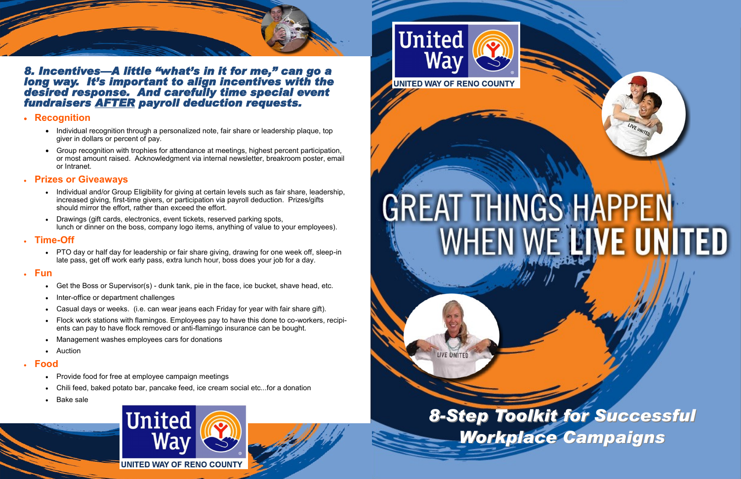## 8. Incentives—A little "what's in it for me," can go a long way. It's important to align incentives with the desired response. And carefully time special event fundraisers AFTER payroll deduction requests.

- **Recognition**
  - Individual recognition through a personalized note, fair share or leadership plaque, top giver in dollars or percent of pay.
  - Group recognition with trophies for attendance at meetings, highest percent participation, or most amount raised. Acknowledgment via internal newsletter, breakroom poster, email or Intranet.
- **Prizes or Giveaways**
  - Individual and/or Group Eligibility for giving at certain levels such as fair share, leadership, increased giving, first-time givers, or participation via payroll deduction. Prizes/gifts should mirror the effort, rather than exceed the effort.
  - Drawings (gift cards, electronics, event tickets, reserved parking spots, lunch or dinner on the boss, company logo items, anything of value to your employees).
- **Time-Off**
  - PTO day or half day for leadership or fair share giving, drawing for one week off, sleep-in late pass, get off work early pass, extra lunch hour, boss does your job for a day.
- **Fun**
  - Get the Boss or Supervisor(s) - dunk tank, pie in the face, ice bucket, shave head, etc.
  - Inter-office or department challenges
  - Casual days or weeks. (i.e. can wear jeans each Friday for year with fair share gift).
  - Flock work stations with flamingos. Employees pay to have this done to co-workers, recipients can pay to have flock removed or anti-flamingo insurance can be bought.
  - Management washes employees cars for donations
  - Auction
- **Food**
  - Provide food for free at employee campaign meetings
  - Chili feed, baked potato bar, pancake feed, ice cream social etc...for a donation
  - Bake sale

United Way
UNITED WAY OF RENO COUNTY

United Way
UNITED WAY OF RENO COUNTY

# GREAT THINGS HAPPEN WHEN WE LIVE UNITED

## 8-Step Toolkit for Successful Workplace Campaigns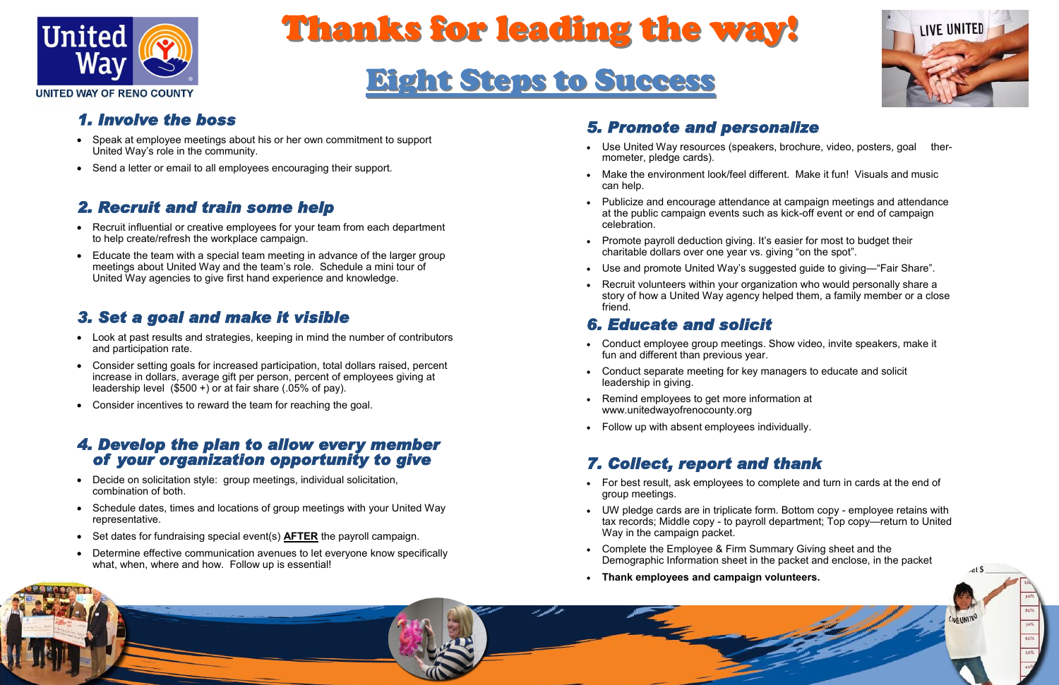UNITED WAY OF RENO COUNTY

# Thanks for leading the way!

## Eight Steps to Success

### *1. Involve the boss*

- Speak at employee meetings about his or her own commitment to support United Way's role in the community.
- Send a letter or email to all employees encouraging their support.

### *2. Recruit and train some help*

- Recruit influential or creative employees for your team from each department to help create/refresh the workplace campaign.
- Educate the team with a special team meeting in advance of the larger group meetings about United Way and the team's role. Schedule a mini tour of United Way agencies to give first hand experience and knowledge.

### *3. Set a goal and make it visible*

- Look at past results and strategies, keeping in mind the number of contributors and participation rate.
- Consider setting goals for increased participation, total dollars raised, percent increase in dollars, average gift per person, percent of employees giving at leadership level ($500 +) or at fair share (.05% of pay).
- Consider incentives to reward the team for reaching the goal.

### *4. Develop the plan to allow every member of your organization opportunity to give*

- Decide on solicitation style: group meetings, individual solicitation, combination of both.
- Schedule dates, times and locations of group meetings with your United Way representative.
- Set dates for fundraising special event(s) **AFTER** the payroll campaign.
- Determine effective communication avenues to let everyone know specifically what, when, where and how. Follow up is essential!

### *5. Promote and personalize*

- Use United Way resources (speakers, brochure, video, posters, goal thermometer, pledge cards).
- Make the environment look/feel different. Make it fun! Visuals and music can help.
- Publicize and encourage attendance at campaign meetings and attendance at the public campaign events such as kick-off event or end of campaign celebration.
- Promote payroll deduction giving. It's easier for most to budget their charitable dollars over one year vs. giving "on the spot".
- Use and promote United Way's suggested guide to giving—"Fair Share".
- Recruit volunteers within your organization who would personally share a story of how a United Way agency helped them, a family member or a close friend.

### *6. Educate and solicit*

- Conduct employee group meetings. Show video, invite speakers, make it fun and different than previous year.
- Conduct separate meeting for key managers to educate and solicit leadership in giving.
- Remind employees to get more information at www.unitedwayofrenocounty.org
- Follow up with absent employees individually.

### *7. Collect, report and thank*

- For best result, ask employees to complete and turn in cards at the end of group meetings.
- UW pledge cards are in triplicate form. Bottom copy - employee retains with tax records; Middle copy - to payroll department; Top copy—return to United Way in the campaign packet.
- Complete the Employee & Firm Summary Giving sheet and the Demographic Information sheet in the packet and enclose, in the packet
- **Thank employees and campaign volunteers.**